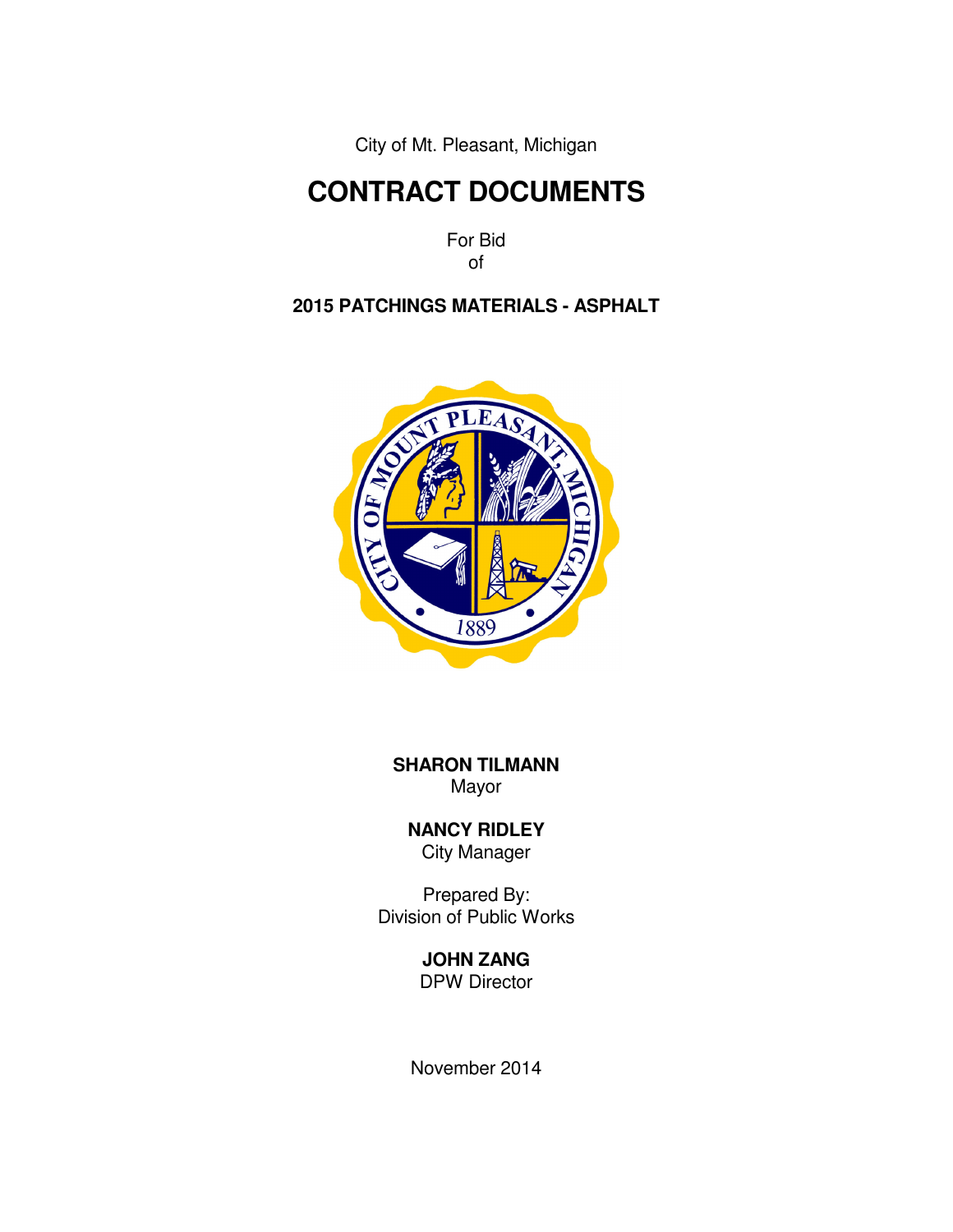City of Mt. Pleasant, Michigan

# CONTRACT DOCUMENTS

For Bid
of

## 2015 PATCHINGS MATERIALS - ASPHALT

**SHARON TILMANN**
Mayor

**NANCY RIDLEY**
City Manager

Prepared By:
Division of Public Works

**JOHN ZANG**
DPW Director

November 2014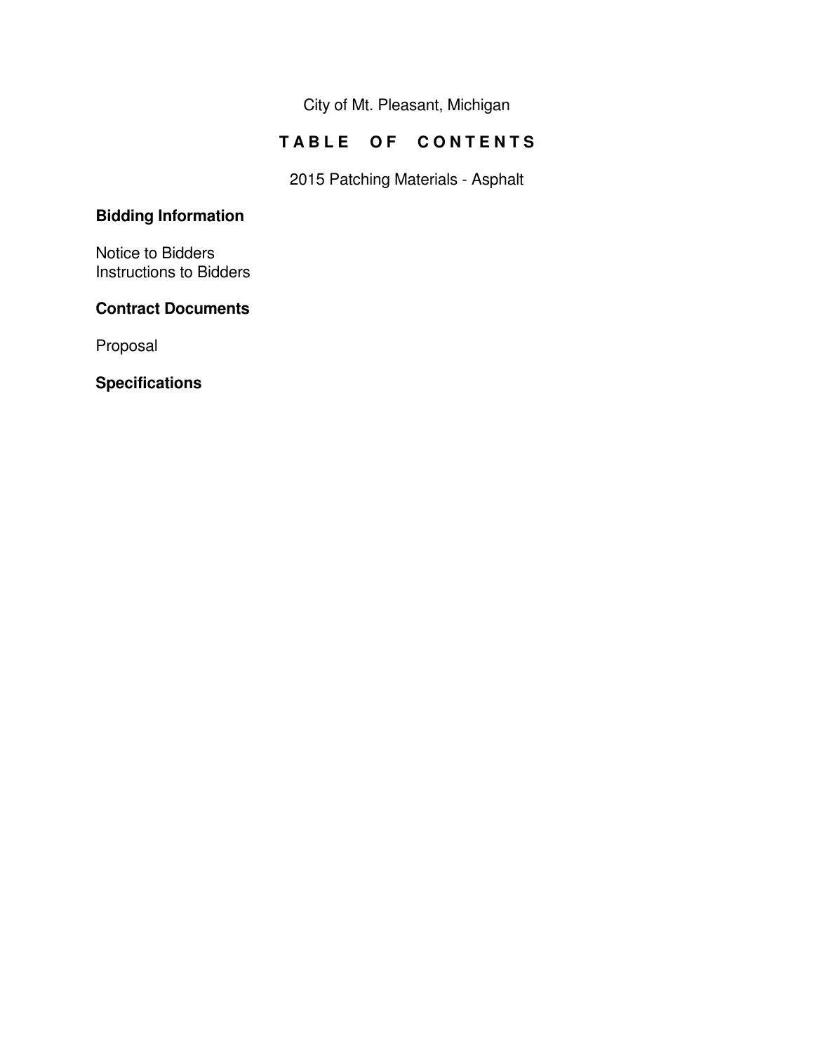City of Mt. Pleasant, Michigan

# T A B L E   O F   C O N T E N T S

2015 Patching Materials - Asphalt

## Bidding Information

Notice to Bidders
Instructions to Bidders

## Contract Documents

Proposal

## Specifications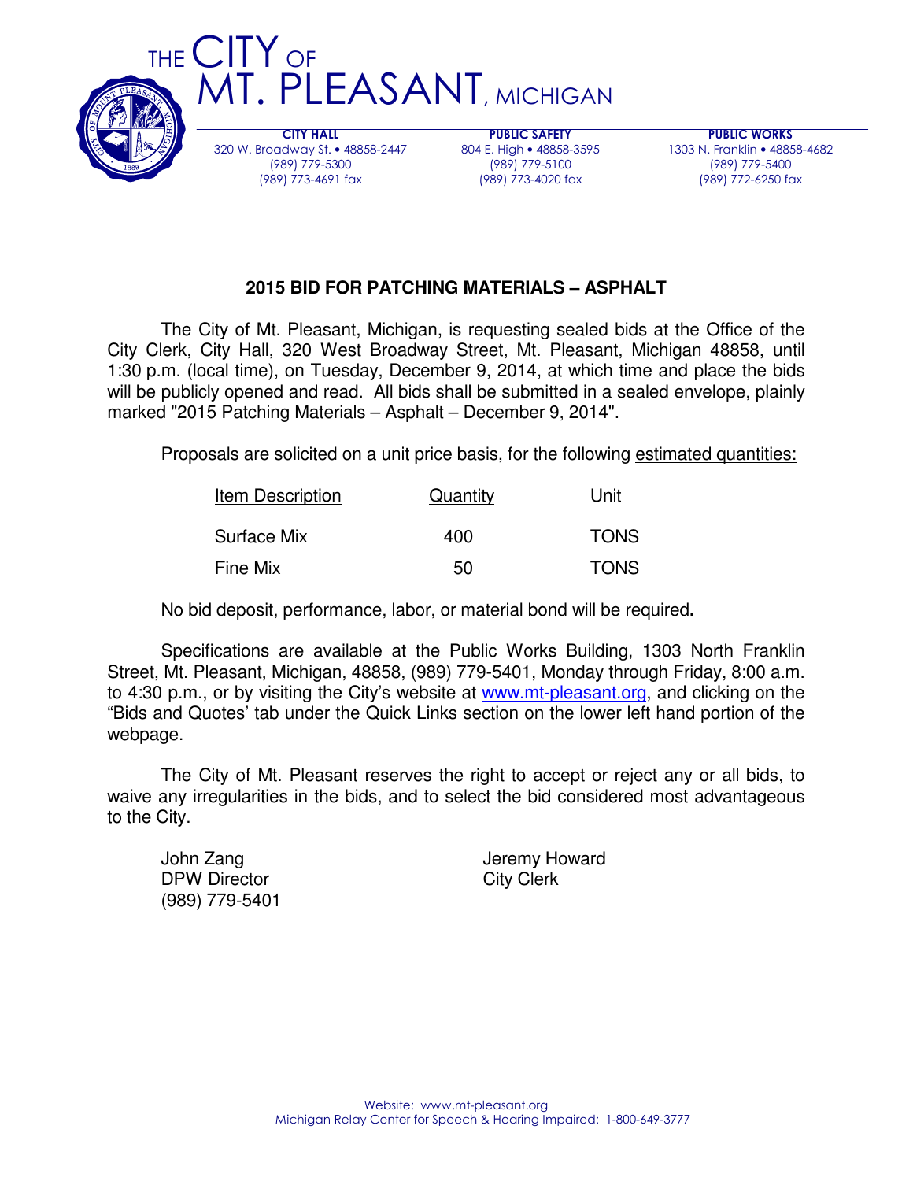# THE CITY OF MT. PLEASANT, MICHIGAN

**CITY HALL**
320 W. Broadway St. • 48858-2447
(989) 779-5300
(989) 773-4691 fax

**PUBLIC SAFETY**
804 E. High • 48858-3595
(989) 779-5100
(989) 773-4020 fax

**PUBLIC WORKS**
1303 N. Franklin • 48858-4682
(989) 779-5400
(989) 772-6250 fax

## 2015 BID FOR PATCHING MATERIALS – ASPHALT

The City of Mt. Pleasant, Michigan, is requesting sealed bids at the Office of the City Clerk, City Hall, 320 West Broadway Street, Mt. Pleasant, Michigan 48858, until 1:30 p.m. (local time), on Tuesday, December 9, 2014, at which time and place the bids will be publicly opened and read. All bids shall be submitted in a sealed envelope, plainly marked "2015 Patching Materials – Asphalt – December 9, 2014".

Proposals are solicited on a unit price basis, for the following estimated quantities:

| Item Description | Quantity | Unit |
|---|---|---|
| Surface Mix | 400 | TONS |
| Fine Mix | 50 | TONS |

No bid deposit, performance, labor, or material bond will be required**.**

Specifications are available at the Public Works Building, 1303 North Franklin Street, Mt. Pleasant, Michigan, 48858, (989) 779-5401, Monday through Friday, 8:00 a.m. to 4:30 p.m., or by visiting the City's website at www.mt-pleasant.org, and clicking on the "Bids and Quotes' tab under the Quick Links section on the lower left hand portion of the webpage.

The City of Mt. Pleasant reserves the right to accept or reject any or all bids, to waive any irregularities in the bids, and to select the bid considered most advantageous to the City.

John Zang
DPW Director
(989) 779-5401

Jeremy Howard
City Clerk

Website: www.mt-pleasant.org
Michigan Relay Center for Speech & Hearing Impaired: 1-800-649-3777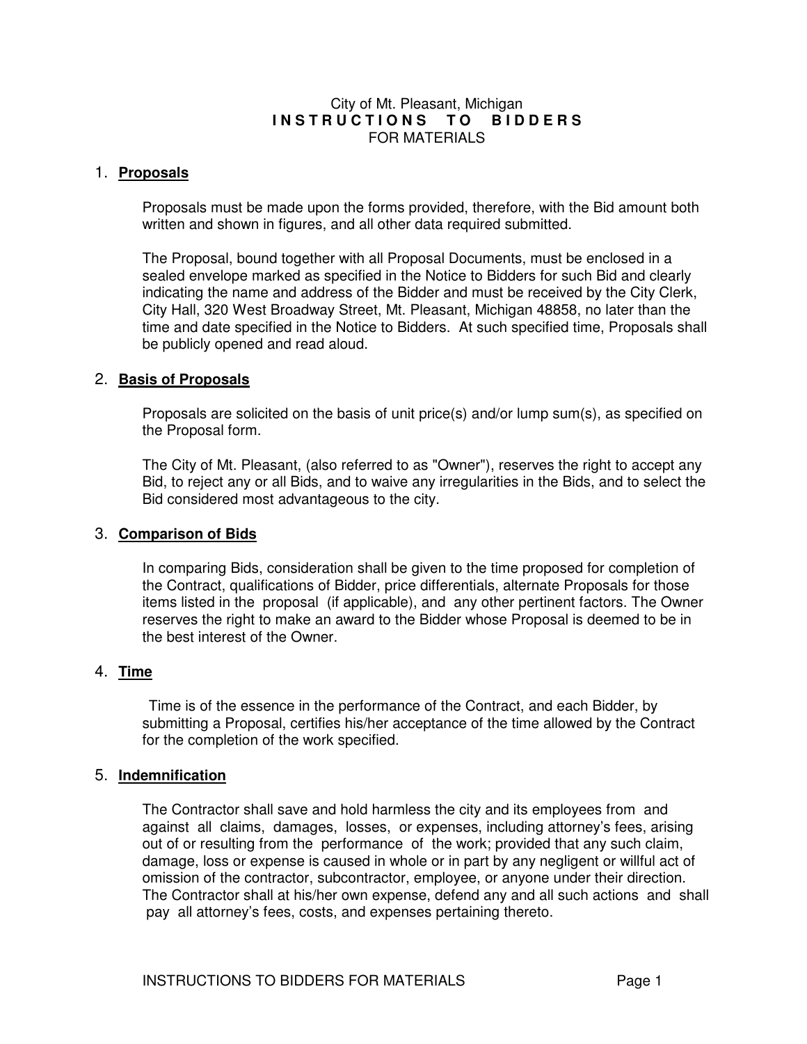City of Mt. Pleasant, Michigan

# INSTRUCTIONS TO BIDDERS

FOR MATERIALS

1. **Proposals**

   Proposals must be made upon the forms provided, therefore, with the Bid amount both written and shown in figures, and all other data required submitted.

   The Proposal, bound together with all Proposal Documents, must be enclosed in a sealed envelope marked as specified in the Notice to Bidders for such Bid and clearly indicating the name and address of the Bidder and must be received by the City Clerk, City Hall, 320 West Broadway Street, Mt. Pleasant, Michigan 48858, no later than the time and date specified in the Notice to Bidders. At such specified time, Proposals shall be publicly opened and read aloud.

2. **Basis of Proposals**

   Proposals are solicited on the basis of unit price(s) and/or lump sum(s), as specified on the Proposal form.

   The City of Mt. Pleasant, (also referred to as "Owner"), reserves the right to accept any Bid, to reject any or all Bids, and to waive any irregularities in the Bids, and to select the Bid considered most advantageous to the city.

3. **Comparison of Bids**

   In comparing Bids, consideration shall be given to the time proposed for completion of the Contract, qualifications of Bidder, price differentials, alternate Proposals for those items listed in the proposal (if applicable), and any other pertinent factors. The Owner reserves the right to make an award to the Bidder whose Proposal is deemed to be in the best interest of the Owner.

4. **Time**

   Time is of the essence in the performance of the Contract, and each Bidder, by submitting a Proposal, certifies his/her acceptance of the time allowed by the Contract for the completion of the work specified.

5. **Indemnification**

   The Contractor shall save and hold harmless the city and its employees from and against all claims, damages, losses, or expenses, including attorney's fees, arising out of or resulting from the performance of the work; provided that any such claim, damage, loss or expense is caused in whole or in part by any negligent or willful act of omission of the contractor, subcontractor, employee, or anyone under their direction. The Contractor shall at his/her own expense, defend any and all such actions and shall pay all attorney's fees, costs, and expenses pertaining thereto.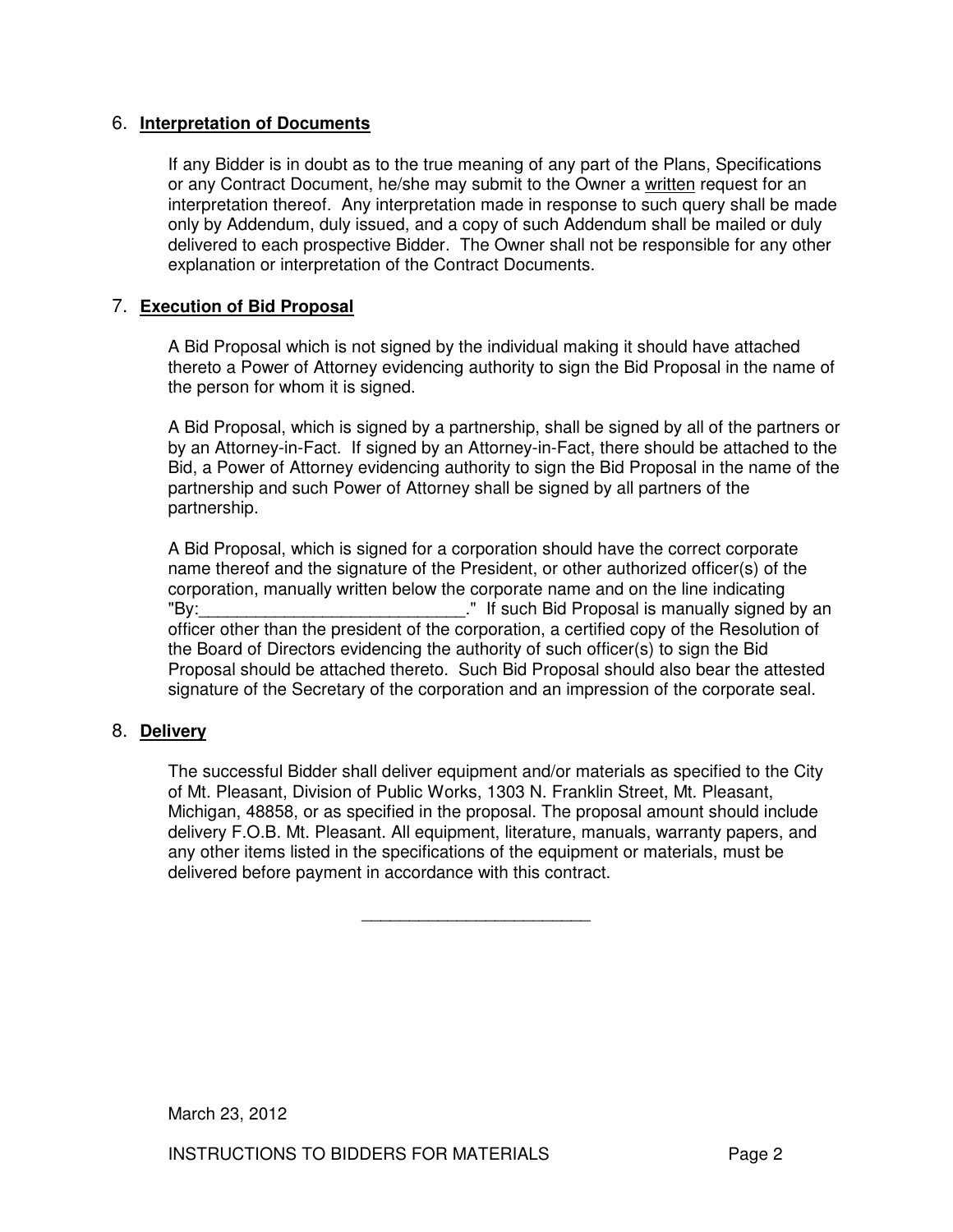## 6. **Interpretation of Documents**

If any Bidder is in doubt as to the true meaning of any part of the Plans, Specifications or any Contract Document, he/she may submit to the Owner a written request for an interpretation thereof. Any interpretation made in response to such query shall be made only by Addendum, duly issued, and a copy of such Addendum shall be mailed or duly delivered to each prospective Bidder. The Owner shall not be responsible for any other explanation or interpretation of the Contract Documents.

## 7. **Execution of Bid Proposal**

A Bid Proposal which is not signed by the individual making it should have attached thereto a Power of Attorney evidencing authority to sign the Bid Proposal in the name of the person for whom it is signed.

A Bid Proposal, which is signed by a partnership, shall be signed by all of the partners or by an Attorney-in-Fact. If signed by an Attorney-in-Fact, there should be attached to the Bid, a Power of Attorney evidencing authority to sign the Bid Proposal in the name of the partnership and such Power of Attorney shall be signed by all partners of the partnership.

A Bid Proposal, which is signed for a corporation should have the correct corporate name thereof and the signature of the President, or other authorized officer(s) of the corporation, manually written below the corporate name and on the line indicating "By:____________________________." If such Bid Proposal is manually signed by an officer other than the president of the corporation, a certified copy of the Resolution of the Board of Directors evidencing the authority of such officer(s) to sign the Bid Proposal should be attached thereto. Such Bid Proposal should also bear the attested signature of the Secretary of the corporation and an impression of the corporate seal.

## 8. **Delivery**

The successful Bidder shall deliver equipment and/or materials as specified to the City of Mt. Pleasant, Division of Public Works, 1303 N. Franklin Street, Mt. Pleasant, Michigan, 48858, or as specified in the proposal. The proposal amount should include delivery F.O.B. Mt. Pleasant. All equipment, literature, manuals, warranty papers, and any other items listed in the specifications of the equipment or materials, must be delivered before payment in accordance with this contract.

________________________

March 23, 2012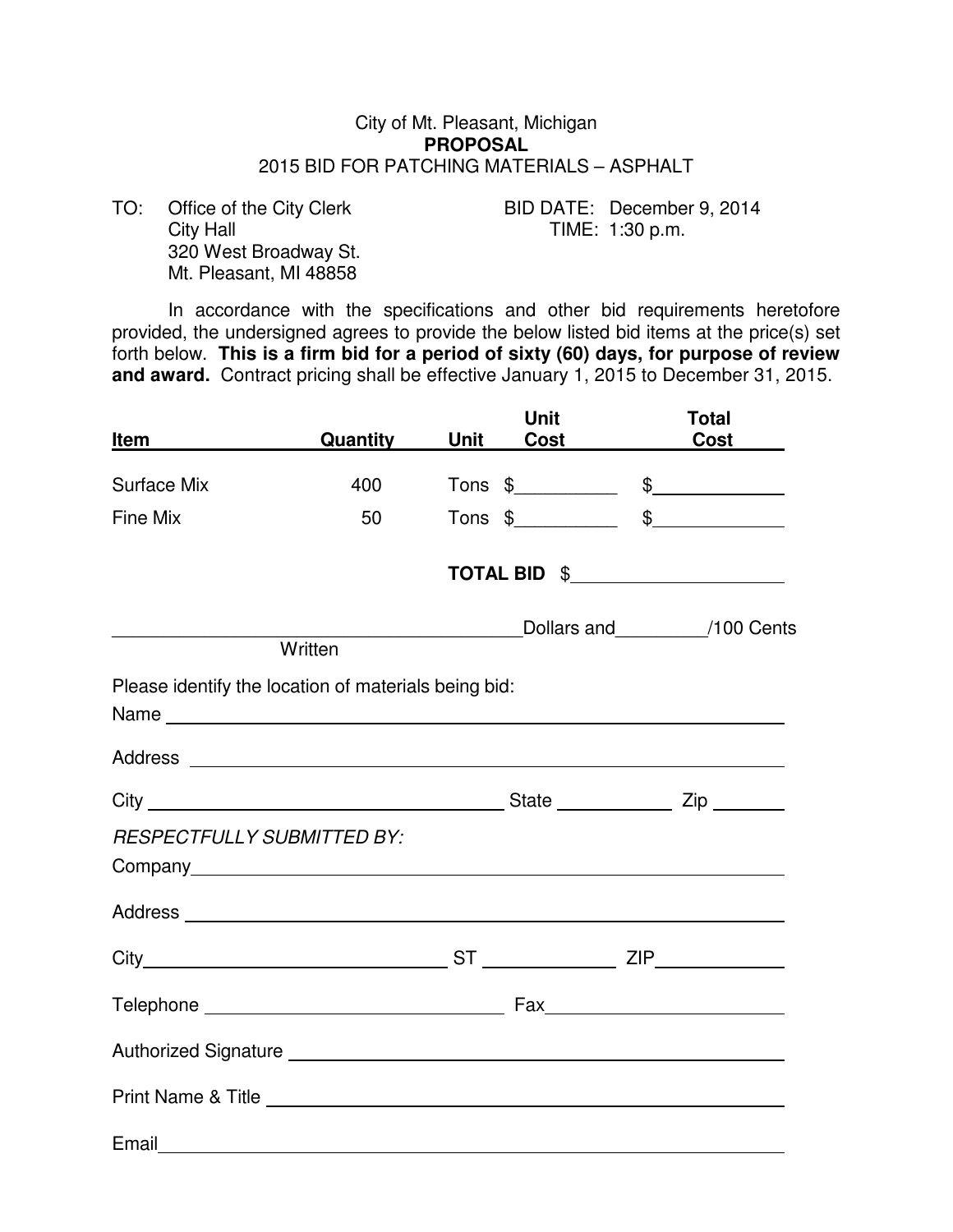City of Mt. Pleasant, Michigan

**PROPOSAL**

2015 BID FOR PATCHING MATERIALS – ASPHALT

TO: Office of the City Clerk
City Hall
320 West Broadway St.
Mt. Pleasant, MI 48858

BID DATE: December 9, 2014
TIME: 1:30 p.m.

In accordance with the specifications and other bid requirements heretofore provided, the undersigned agrees to provide the below listed bid items at the price(s) set forth below. **This is a firm bid for a period of sixty (60) days, for purpose of review and award.** Contract pricing shall be effective January 1, 2015 to December 31, 2015.

| Item | Quantity | Unit | Unit Cost | Total Cost |
|---|---|---|---|---|
| Surface Mix | 400 | Tons | $__________ | $__________ |
| Fine Mix | 50 | Tons | $__________ | $__________ |
| | | **TOTAL BID** | | $__________ |

________________________________________Dollars and_________/100 Cents
Written

Please identify the location of materials being bid:

Name ____________________________________________

Address ____________________________________________

City ______________________ State __________ Zip _______

*RESPECTFULLY SUBMITTED BY:*

Company____________________________________________

Address ____________________________________________

City______________________ ST __________ ZIP__________

Telephone ______________________ Fax__________________

Authorized Signature ____________________________________

Print Name & Title ______________________________________

Email______________________________________________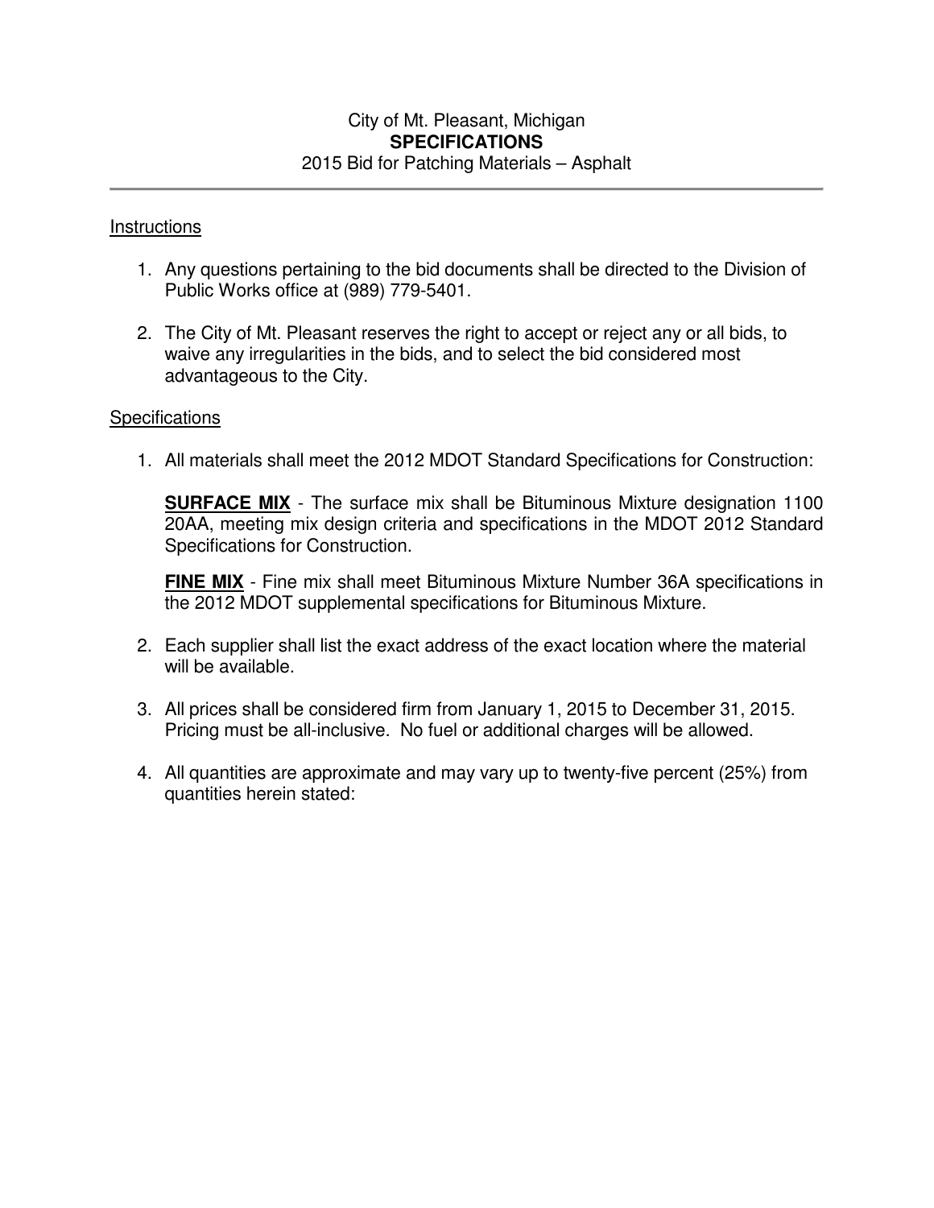City of Mt. Pleasant, Michigan

**SPECIFICATIONS**

2015 Bid for Patching Materials – Asphalt

---

Instructions

1. Any questions pertaining to the bid documents shall be directed to the Division of Public Works office at (989) 779-5401.

2. The City of Mt. Pleasant reserves the right to accept or reject any or all bids, to waive any irregularities in the bids, and to select the bid considered most advantageous to the City.

Specifications

1. All materials shall meet the 2012 MDOT Standard Specifications for Construction:

   **SURFACE MIX** - The surface mix shall be Bituminous Mixture designation 1100 20AA, meeting mix design criteria and specifications in the MDOT 2012 Standard Specifications for Construction.

   **FINE MIX** - Fine mix shall meet Bituminous Mixture Number 36A specifications in the 2012 MDOT supplemental specifications for Bituminous Mixture.

2. Each supplier shall list the exact address of the exact location where the material will be available.

3. All prices shall be considered firm from January 1, 2015 to December 31, 2015. Pricing must be all-inclusive. No fuel or additional charges will be allowed.

4. All quantities are approximate and may vary up to twenty-five percent (25%) from quantities herein stated: